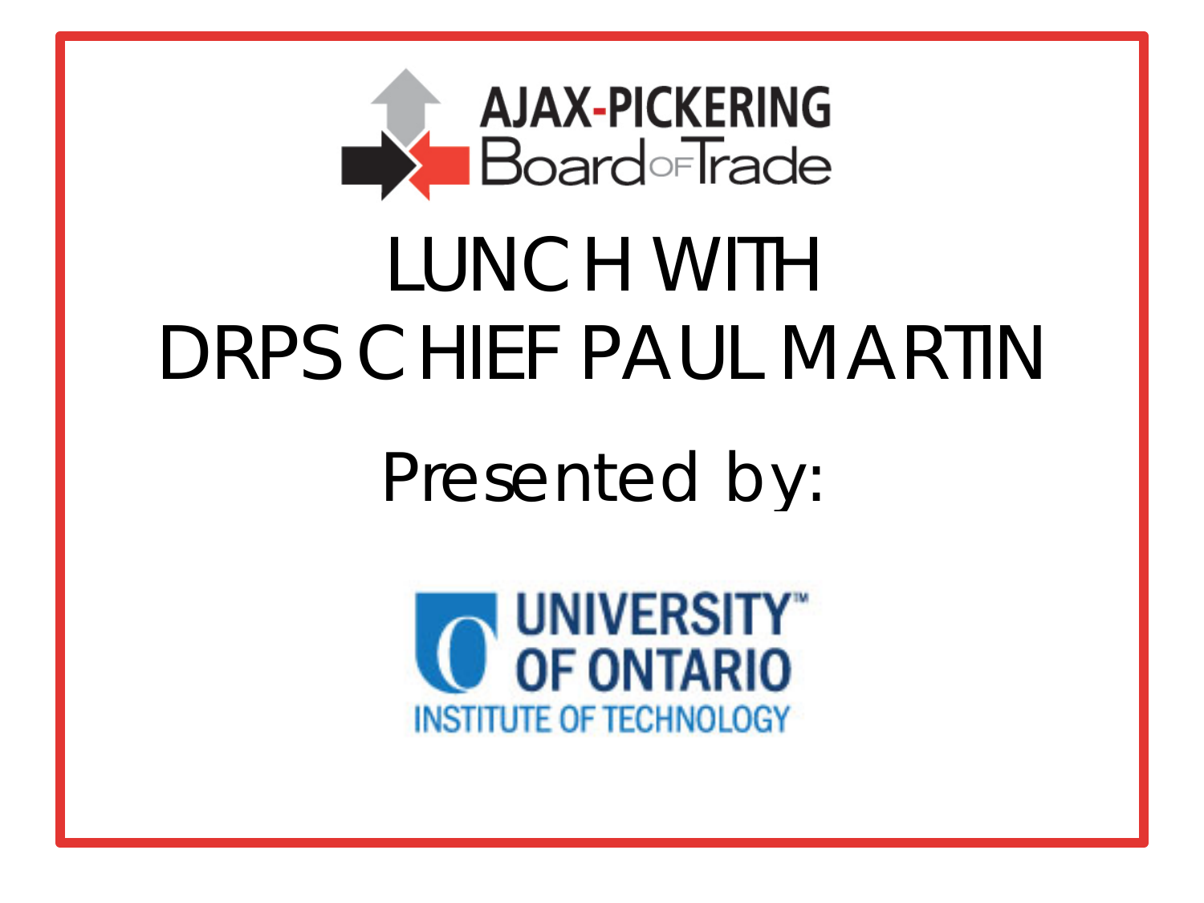AJAX-PICKERING Board of Trade

# LUNCH WITH DRPS CHIEF PAUL MARTIN

Presented by:

UNIVERSITY OF ONTARIO INSTITUTE OF TECHNOLOGY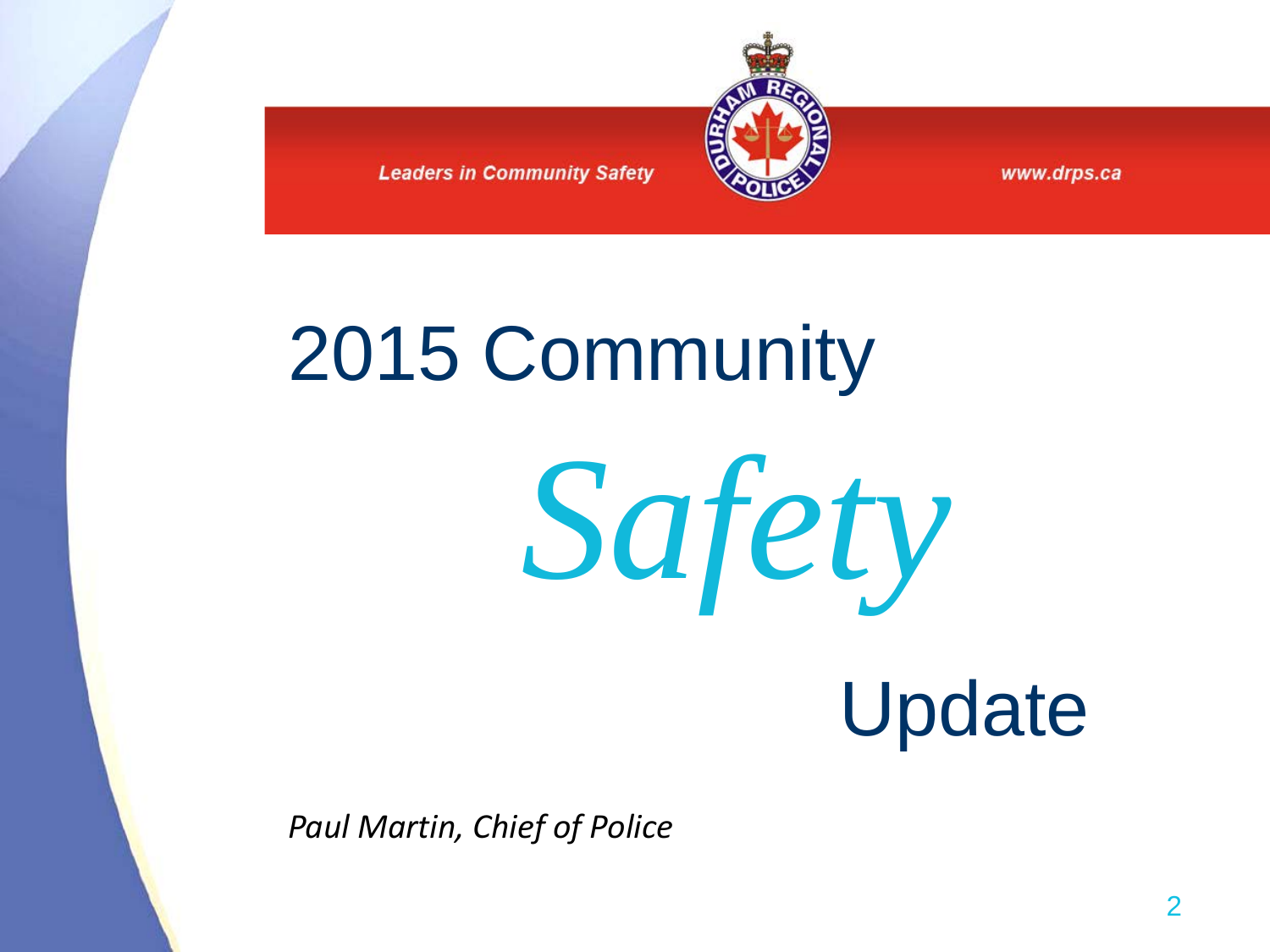Leaders in Community Safety

www.drps.ca

# 2015 Community *Safety* Update

*Paul Martin, Chief of Police*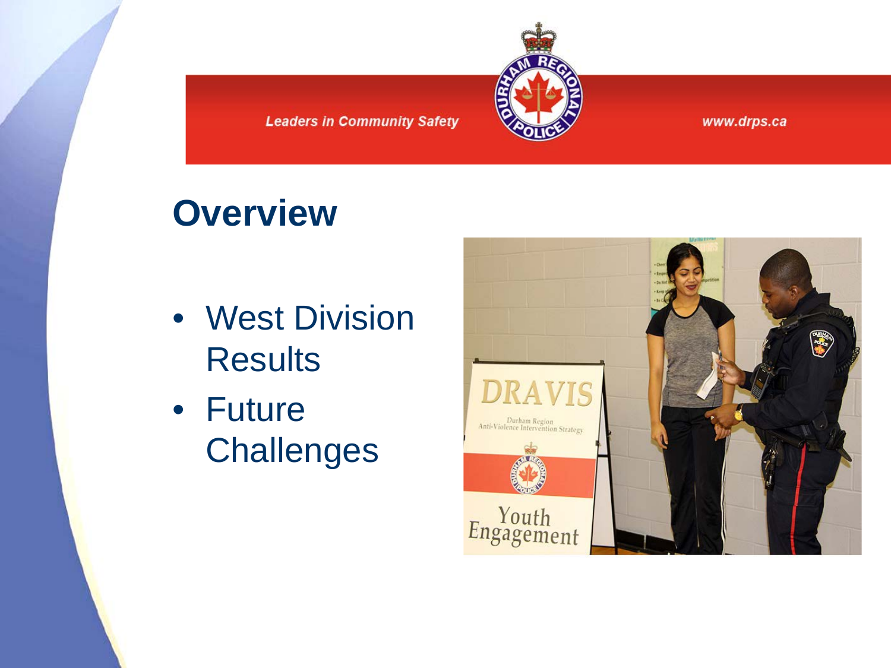# Overview

- West Division Results
- Future Challenges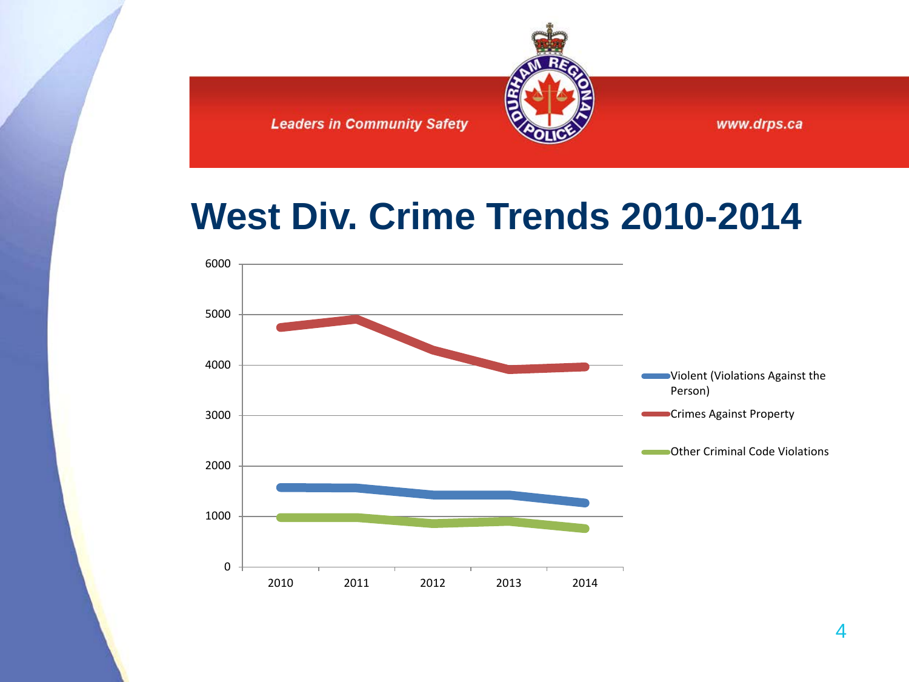Leaders in Community Safety

www.drps.ca

# West Div. Crime Trends 2010-2014

- Violent (Violations Against the Person)
- Crimes Against Property
- Other Criminal Code Violations

6000
5000
4000
3000
2000
1000
0

2010 2011 2012 2013 2014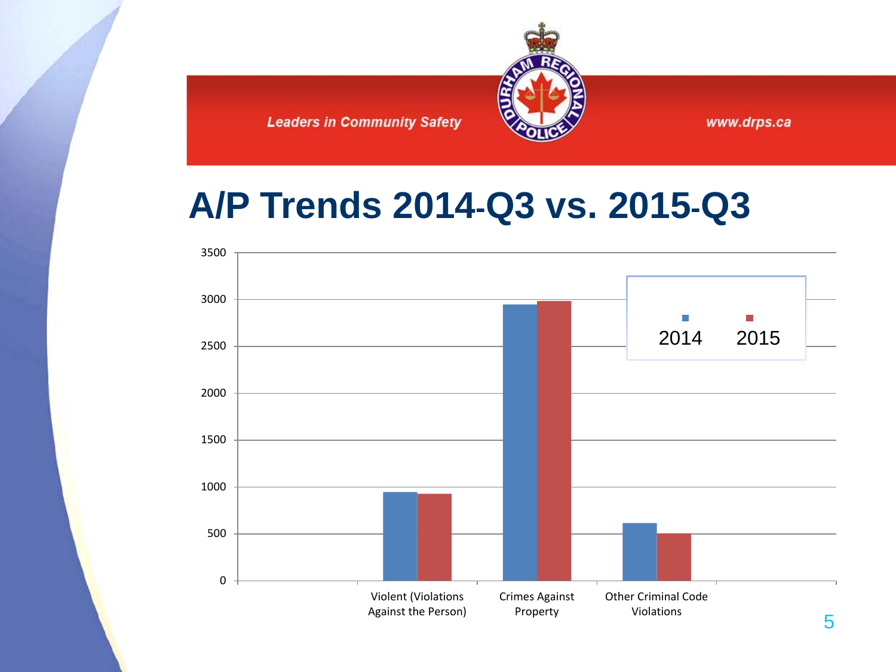Leaders in Community Safety

www.drps.ca

# A/P Trends 2014-Q3 vs. 2015-Q3

3500
3000
2500
2000
1500
1000
500
0

2014 2015

Violent (Violations Against the Person)

Crimes Against Property

Other Criminal Code Violations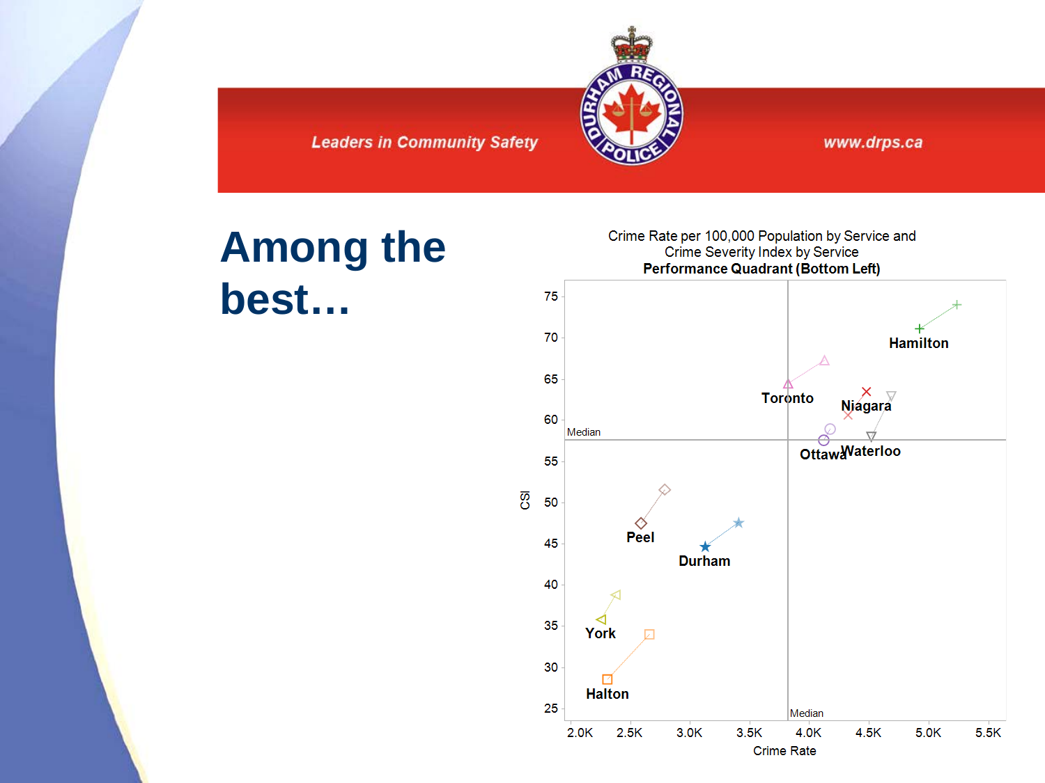Leaders in Community Safety

www.drps.ca

# Among the best…

Crime Rate per 100,000 Population by Service and
Crime Severity Index by Service
**Performance Quadrant (Bottom Left)**

Median

CSI

75
70
65
60
55
50
45
40
35
30
25

Hamilton
Toronto
Niagara
Ottawa
Waterloo
Peel
Durham
York
Halton

Median

2.0K 2.5K 3.0K 3.5K 4.0K 4.5K 5.0K 5.5K

Crime Rate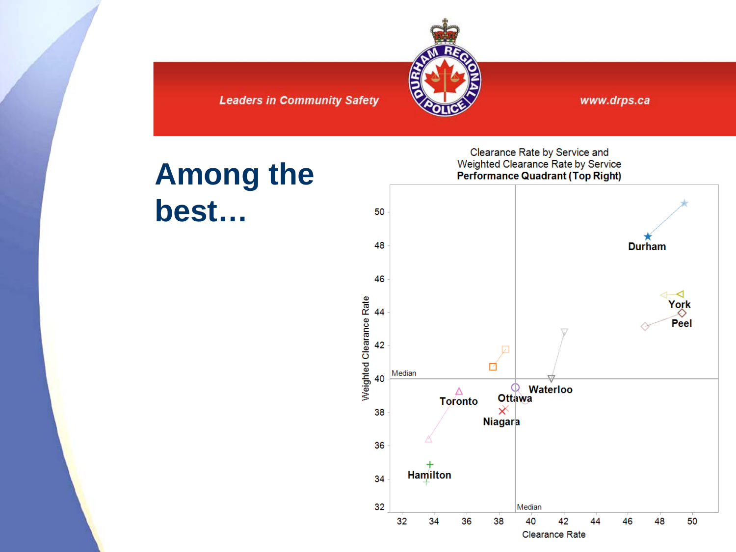Leaders in Community Safety

www.drps.ca

# Among the best…

Clearance Rate by Service and
Weighted Clearance Rate by Service
**Performance Quadrant (Top Right)**

Weighted Clearance Rate

50
48
46
44
42
40
38
36
34
32

Median

Durham
York
Peel
Waterloo
Ottawa
Toronto
Niagara
Hamilton

Median

32 34 36 38 40 42 44 46 48 50

Clearance Rate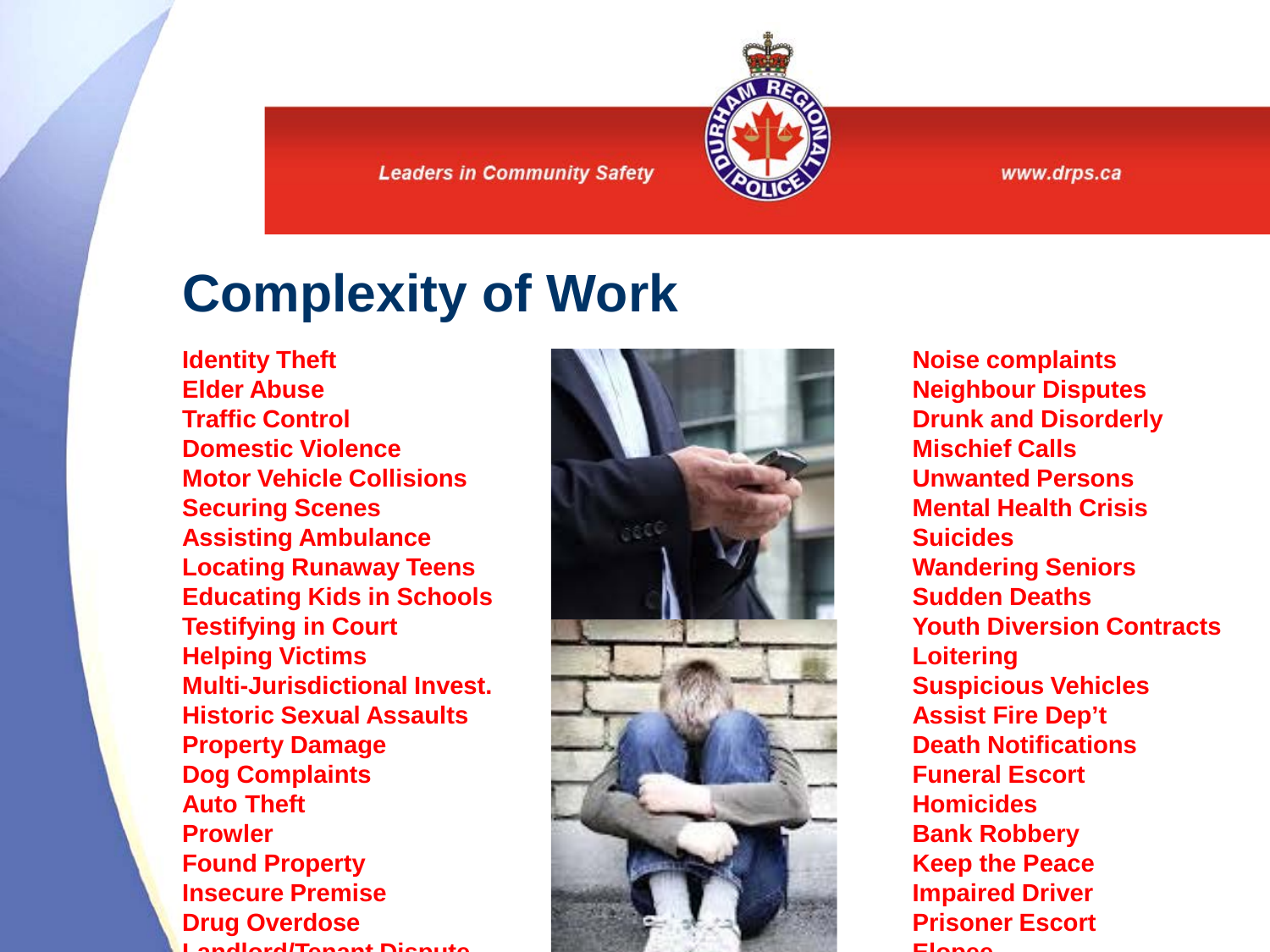Leaders in Community Safety

www.drps.ca

# Complexity of Work

- Identity Theft
- Elder Abuse
- Traffic Control
- Domestic Violence
- Motor Vehicle Collisions
- Securing Scenes
- Assisting Ambulance
- Locating Runaway Teens
- Educating Kids in Schools
- Testifying in Court
- Helping Victims
- Multi-Jurisdictional Invest.
- Historic Sexual Assaults
- Property Damage
- Dog Complaints
- Auto Theft
- Prowler
- Found Property
- Insecure Premise
- Drug Overdose
- Landlord/Tenant Dispute

- Noise complaints
- Neighbour Disputes
- Drunk and Disorderly
- Mischief Calls
- Unwanted Persons
- Mental Health Crisis
- Suicides
- Wandering Seniors
- Sudden Deaths
- Youth Diversion Contracts
- Loitering
- Suspicious Vehicles
- Assist Fire Dep't
- Death Notifications
- Funeral Escort
- Homicides
- Bank Robbery
- Keep the Peace
- Impaired Driver
- Prisoner Escort
- Elopee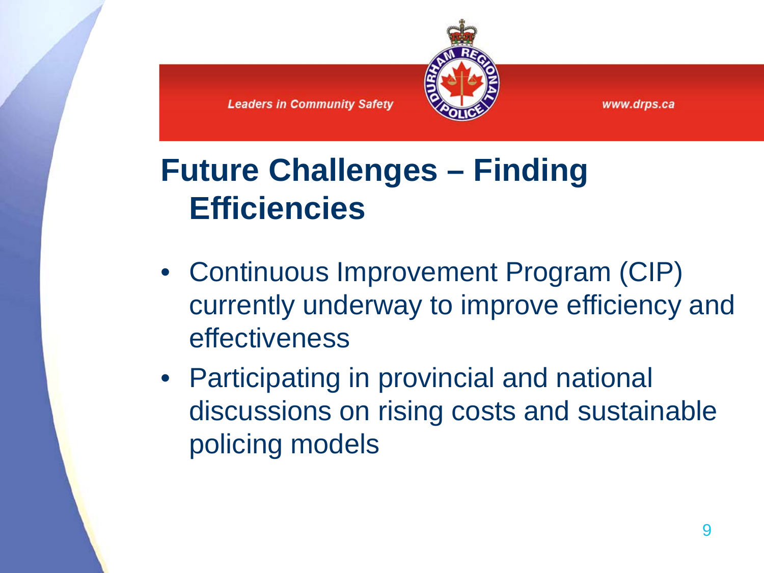# Future Challenges – Finding Efficiencies

- Continuous Improvement Program (CIP) currently underway to improve efficiency and effectiveness
- Participating in provincial and national discussions on rising costs and sustainable policing models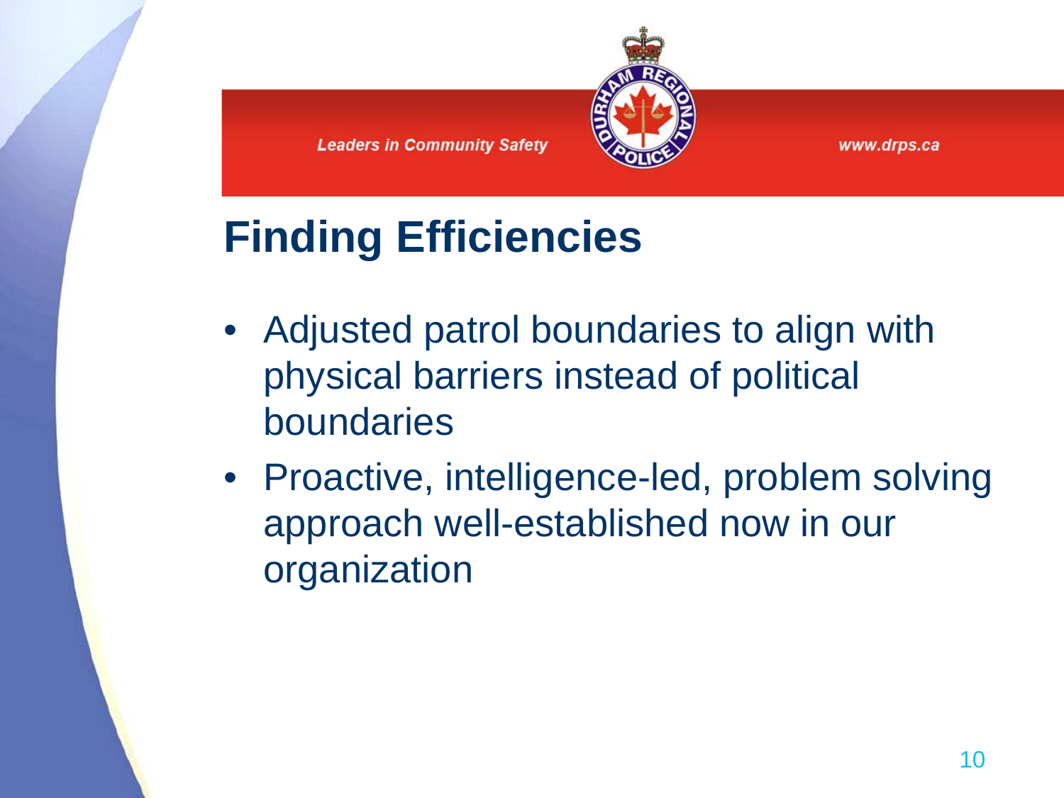# Finding Efficiencies

- Adjusted patrol boundaries to align with physical barriers instead of political boundaries
- Proactive, intelligence-led, problem solving approach well-established now in our organization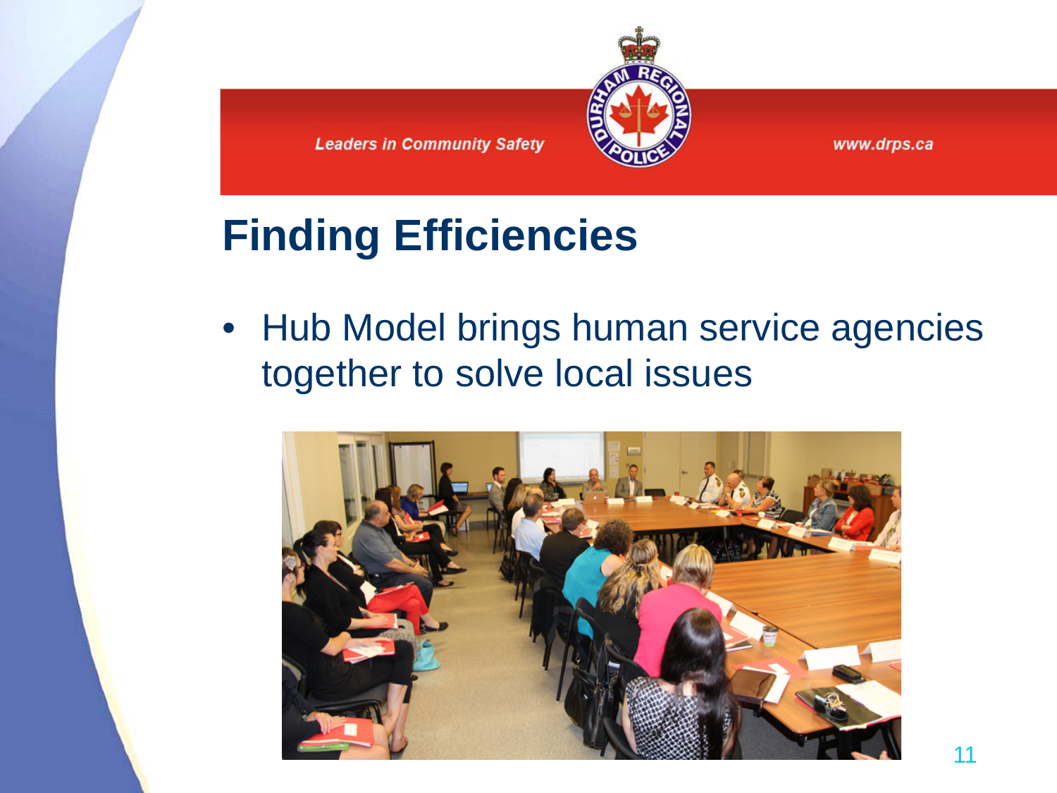# Finding Efficiencies

- Hub Model brings human service agencies together to solve local issues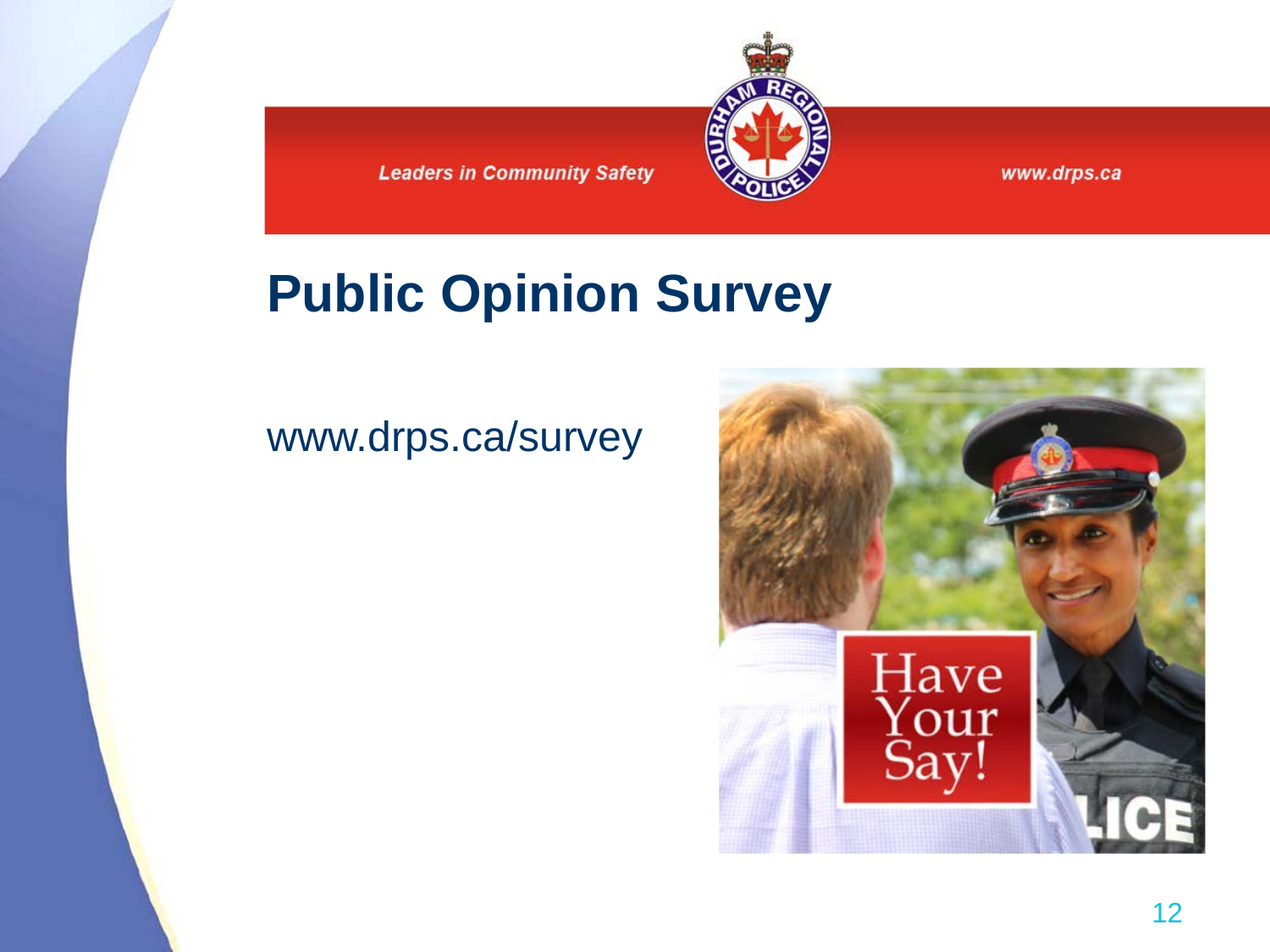# Public Opinion Survey

www.drps.ca/survey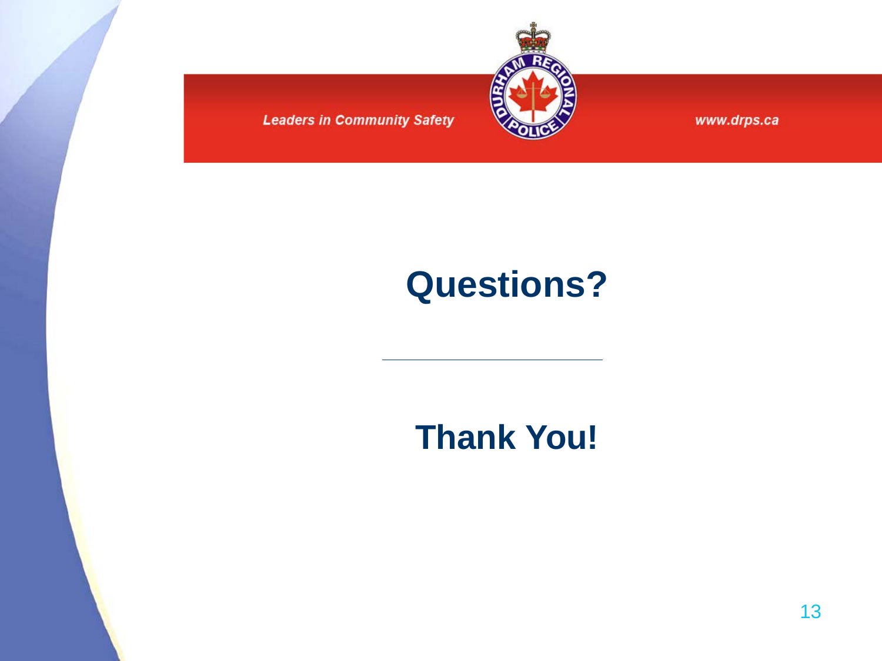Leaders in Community Safety

www.drps.ca

# Questions?

---

# Thank You!